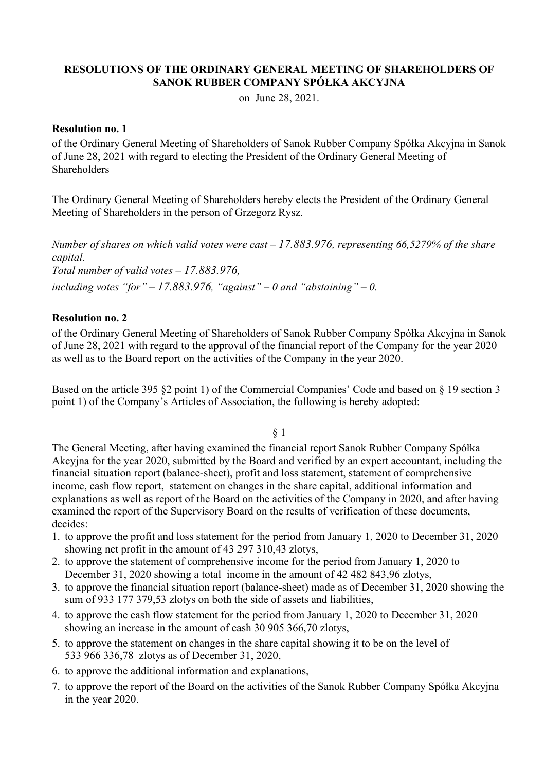# RESOLUTIONS OF THE ORDINARY GENERAL MEETING OF SHAREHOLDERS OF SANOK RUBBER COMPANY SPÓŁKA AKCYJNA

on June 28, 2021.

**Resolution no. 1**

of the Ordinary General Meeting of Shareholders of Sanok Rubber Company Spółka Akcyjna in Sanok of June 28, 2021 with regard to electing the President of the Ordinary General Meeting of Shareholders

The Ordinary General Meeting of Shareholders hereby elects the President of the Ordinary General Meeting of Shareholders in the person of Grzegorz Rysz.

*Number of shares on which valid votes were cast – 17.883.976, representing 66,5279% of the share capital.*
*Total number of valid votes – 17.883.976,*
*including votes "for" – 17.883.976, "against" – 0 and "abstaining" – 0.*

**Resolution no. 2**

of the Ordinary General Meeting of Shareholders of Sanok Rubber Company Spółka Akcyjna in Sanok of June 28, 2021 with regard to the approval of the financial report of the Company for the year 2020 as well as to the Board report on the activities of the Company in the year 2020.

Based on the article 395 §2 point 1) of the Commercial Companies' Code and based on § 19 section 3 point 1) of the Company's Articles of Association, the following is hereby adopted:

§ 1

The General Meeting, after having examined the financial report Sanok Rubber Company Spółka Akcyjna for the year 2020, submitted by the Board and verified by an expert accountant, including the financial situation report (balance-sheet), profit and loss statement, statement of comprehensive income, cash flow report, statement on changes in the share capital, additional information and explanations as well as report of the Board on the activities of the Company in 2020, and after having examined the report of the Supervisory Board on the results of verification of these documents, decides:

1. to approve the profit and loss statement for the period from January 1, 2020 to December 31, 2020 showing net profit in the amount of 43 297 310,43 zlotys,
2. to approve the statement of comprehensive income for the period from January 1, 2020 to December 31, 2020 showing a total income in the amount of 42 482 843,96 zlotys,
3. to approve the financial situation report (balance-sheet) made as of December 31, 2020 showing the sum of 933 177 379,53 zlotys on both the side of assets and liabilities,
4. to approve the cash flow statement for the period from January 1, 2020 to December 31, 2020 showing an increase in the amount of cash 30 905 366,70 zlotys,
5. to approve the statement on changes in the share capital showing it to be on the level of 533 966 336,78 zlotys as of December 31, 2020,
6. to approve the additional information and explanations,
7. to approve the report of the Board on the activities of the Sanok Rubber Company Spółka Akcyjna in the year 2020.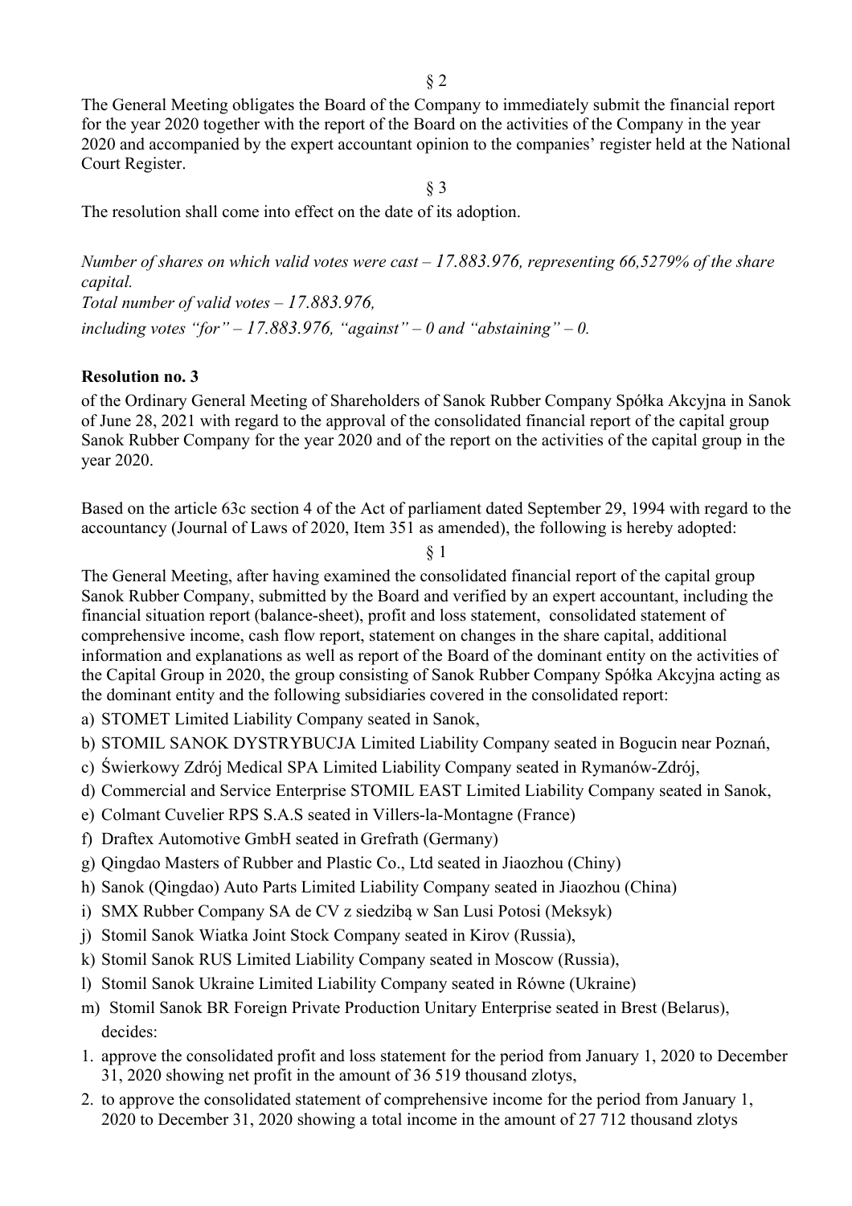§ 2

The General Meeting obligates the Board of the Company to immediately submit the financial report for the year 2020 together with the report of the Board on the activities of the Company in the year 2020 and accompanied by the expert accountant opinion to the companies' register held at the National Court Register.

§ 3

The resolution shall come into effect on the date of its adoption.

*Number of shares on which valid votes were cast – 17.883.976, representing 66,5279% of the share capital.*
*Total number of valid votes – 17.883.976,*
*including votes "for" – 17.883.976, "against" – 0 and "abstaining" – 0.*

**Resolution no. 3**

of the Ordinary General Meeting of Shareholders of Sanok Rubber Company Spółka Akcyjna in Sanok of June 28, 2021 with regard to the approval of the consolidated financial report of the capital group Sanok Rubber Company for the year 2020 and of the report on the activities of the capital group in the year 2020.

Based on the article 63c section 4 of the Act of parliament dated September 29, 1994 with regard to the accountancy (Journal of Laws of 2020, Item 351 as amended), the following is hereby adopted:

§ 1

The General Meeting, after having examined the consolidated financial report of the capital group Sanok Rubber Company, submitted by the Board and verified by an expert accountant, including the financial situation report (balance-sheet), profit and loss statement, consolidated statement of comprehensive income, cash flow report, statement on changes in the share capital, additional information and explanations as well as report of the Board of the dominant entity on the activities of the Capital Group in 2020, the group consisting of Sanok Rubber Company Spółka Akcyjna acting as the dominant entity and the following subsidiaries covered in the consolidated report:

a) STOMET Limited Liability Company seated in Sanok,
b) STOMIL SANOK DYSTRYBUCJA Limited Liability Company seated in Bogucin near Poznań,
c) Świerkowy Zdrój Medical SPA Limited Liability Company seated in Rymanów-Zdrój,
d) Commercial and Service Enterprise STOMIL EAST Limited Liability Company seated in Sanok,
e) Colmant Cuvelier RPS S.A.S seated in Villers-la-Montagne (France)
f) Draftex Automotive GmbH seated in Grefrath (Germany)
g) Qingdao Masters of Rubber and Plastic Co., Ltd seated in Jiaozhou (Chiny)
h) Sanok (Qingdao) Auto Parts Limited Liability Company seated in Jiaozhou (China)
i) SMX Rubber Company SA de CV z siedzibą w San Lusi Potosi (Meksyk)
j) Stomil Sanok Wiatka Joint Stock Company seated in Kirov (Russia),
k) Stomil Sanok RUS Limited Liability Company seated in Moscow (Russia),
l) Stomil Sanok Ukraine Limited Liability Company seated in Równe (Ukraine)
m) Stomil Sanok BR Foreign Private Production Unitary Enterprise seated in Brest (Belarus),

decides:

1. approve the consolidated profit and loss statement for the period from January 1, 2020 to December 31, 2020 showing net profit in the amount of 36 519 thousand zlotys,
2. to approve the consolidated statement of comprehensive income for the period from January 1, 2020 to December 31, 2020 showing a total income in the amount of 27 712 thousand zlotys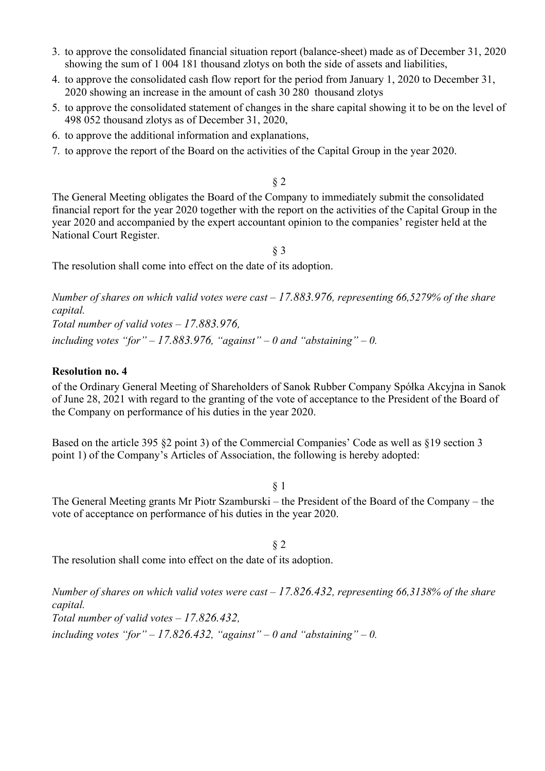3. to approve the consolidated financial situation report (balance-sheet) made as of December 31, 2020 showing the sum of 1 004 181 thousand zlotys on both the side of assets and liabilities,
4. to approve the consolidated cash flow report for the period from January 1, 2020 to December 31, 2020 showing an increase in the amount of cash 30 280 thousand zlotys
5. to approve the consolidated statement of changes in the share capital showing it to be on the level of 498 052 thousand zlotys as of December 31, 2020,
6. to approve the additional information and explanations,
7. to approve the report of the Board on the activities of the Capital Group in the year 2020.

§ 2

The General Meeting obligates the Board of the Company to immediately submit the consolidated financial report for the year 2020 together with the report on the activities of the Capital Group in the year 2020 and accompanied by the expert accountant opinion to the companies' register held at the National Court Register.

§ 3

The resolution shall come into effect on the date of its adoption.

*Number of shares on which valid votes were cast – 17.883.976, representing 66,5279% of the share capital.*
*Total number of valid votes – 17.883.976,*
*including votes "for" – 17.883.976, "against" – 0 and "abstaining" – 0.*

**Resolution no. 4**

of the Ordinary General Meeting of Shareholders of Sanok Rubber Company Spółka Akcyjna in Sanok of June 28, 2021 with regard to the granting of the vote of acceptance to the President of the Board of the Company on performance of his duties in the year 2020.

Based on the article 395 §2 point 3) of the Commercial Companies' Code as well as §19 section 3 point 1) of the Company's Articles of Association, the following is hereby adopted:

§ 1

The General Meeting grants Mr Piotr Szamburski – the President of the Board of the Company – the vote of acceptance on performance of his duties in the year 2020.

§ 2

The resolution shall come into effect on the date of its adoption.

*Number of shares on which valid votes were cast – 17.826.432, representing 66,3138% of the share capital.*
*Total number of valid votes – 17.826.432,*
*including votes "for" – 17.826.432, "against" – 0 and "abstaining" – 0.*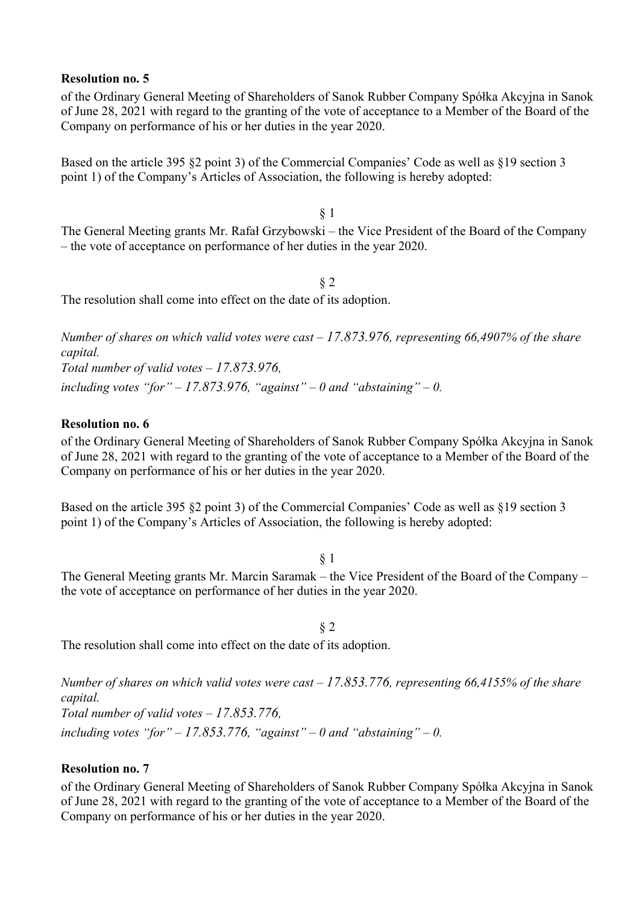**Resolution no. 5**

of the Ordinary General Meeting of Shareholders of Sanok Rubber Company Spółka Akcyjna in Sanok of June 28, 2021 with regard to the granting of the vote of acceptance to a Member of the Board of the Company on performance of his or her duties in the year 2020.

Based on the article 395 §2 point 3) of the Commercial Companies' Code as well as §19 section 3 point 1) of the Company's Articles of Association, the following is hereby adopted:

§ 1

The General Meeting grants Mr. Rafał Grzybowski – the Vice President of the Board of the Company – the vote of acceptance on performance of her duties in the year 2020.

§ 2

The resolution shall come into effect on the date of its adoption.

*Number of shares on which valid votes were cast – 17.873.976, representing 66,4907% of the share capital.*
*Total number of valid votes – 17.873.976,*
*including votes "for" – 17.873.976, "against" – 0 and "abstaining" – 0.*

**Resolution no. 6**

of the Ordinary General Meeting of Shareholders of Sanok Rubber Company Spółka Akcyjna in Sanok of June 28, 2021 with regard to the granting of the vote of acceptance to a Member of the Board of the Company on performance of his or her duties in the year 2020.

Based on the article 395 §2 point 3) of the Commercial Companies' Code as well as §19 section 3 point 1) of the Company's Articles of Association, the following is hereby adopted:

§ 1

The General Meeting grants Mr. Marcin Saramak – the Vice President of the Board of the Company – the vote of acceptance on performance of her duties in the year 2020.

§ 2

The resolution shall come into effect on the date of its adoption.

*Number of shares on which valid votes were cast – 17.853.776, representing 66,4155% of the share capital.*
*Total number of valid votes – 17.853.776,*
*including votes "for" – 17.853.776, "against" – 0 and "abstaining" – 0.*

**Resolution no. 7**

of the Ordinary General Meeting of Shareholders of Sanok Rubber Company Spółka Akcyjna in Sanok of June 28, 2021 with regard to the granting of the vote of acceptance to a Member of the Board of the Company on performance of his or her duties in the year 2020.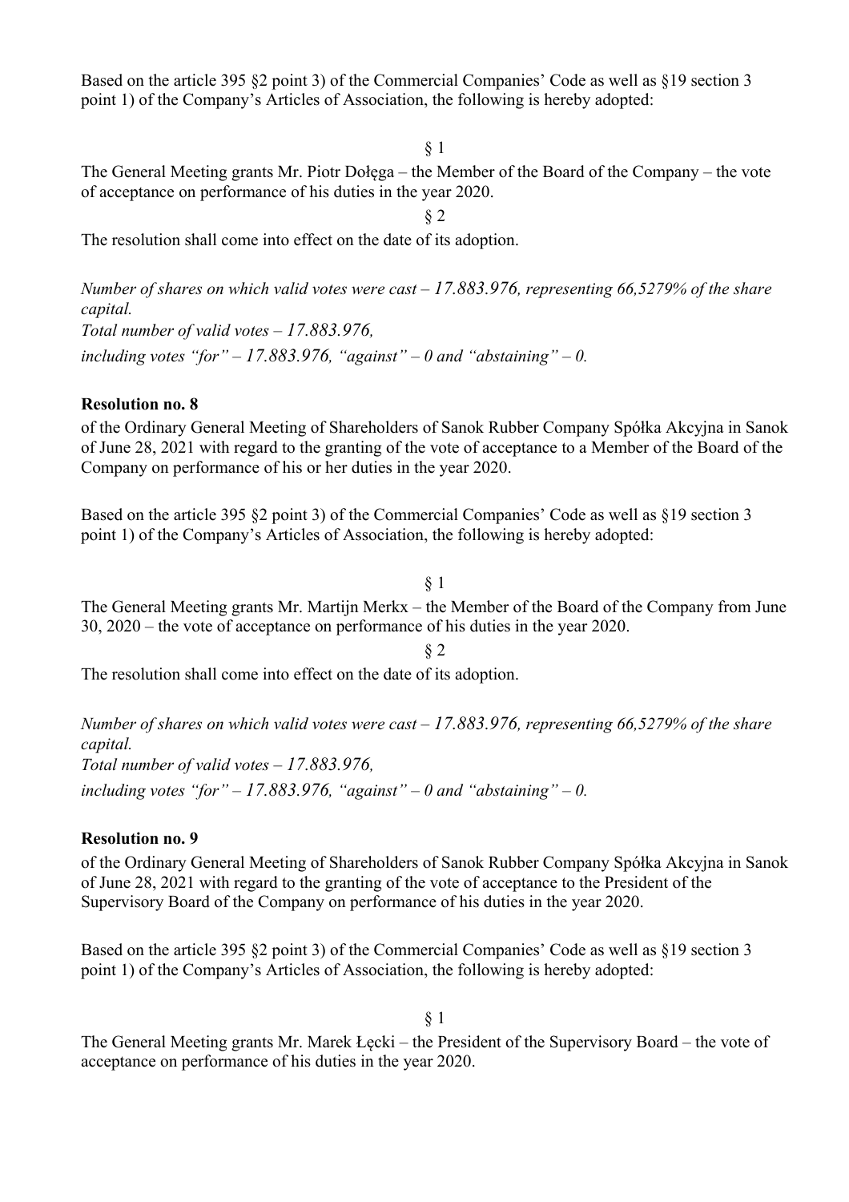Based on the article 395 §2 point 3) of the Commercial Companies' Code as well as §19 section 3 point 1) of the Company's Articles of Association, the following is hereby adopted:

§ 1

The General Meeting grants Mr. Piotr Dołęga – the Member of the Board of the Company – the vote of acceptance on performance of his duties in the year 2020.

§ 2

The resolution shall come into effect on the date of its adoption.

*Number of shares on which valid votes were cast – 17.883.976, representing 66,5279% of the share capital.*
*Total number of valid votes – 17.883.976,*
*including votes "for" – 17.883.976, "against" – 0 and "abstaining" – 0.*

**Resolution no. 8**

of the Ordinary General Meeting of Shareholders of Sanok Rubber Company Spółka Akcyjna in Sanok of June 28, 2021 with regard to the granting of the vote of acceptance to a Member of the Board of the Company on performance of his or her duties in the year 2020.

Based on the article 395 §2 point 3) of the Commercial Companies' Code as well as §19 section 3 point 1) of the Company's Articles of Association, the following is hereby adopted:

§ 1

The General Meeting grants Mr. Martijn Merkx – the Member of the Board of the Company from June 30, 2020 – the vote of acceptance on performance of his duties in the year 2020.

§ 2

The resolution shall come into effect on the date of its adoption.

*Number of shares on which valid votes were cast – 17.883.976, representing 66,5279% of the share capital.*
*Total number of valid votes – 17.883.976,*
*including votes "for" – 17.883.976, "against" – 0 and "abstaining" – 0.*

**Resolution no. 9**

of the Ordinary General Meeting of Shareholders of Sanok Rubber Company Spółka Akcyjna in Sanok of June 28, 2021 with regard to the granting of the vote of acceptance to the President of the Supervisory Board of the Company on performance of his duties in the year 2020.

Based on the article 395 §2 point 3) of the Commercial Companies' Code as well as §19 section 3 point 1) of the Company's Articles of Association, the following is hereby adopted:

§ 1

The General Meeting grants Mr. Marek Łęcki – the President of the Supervisory Board – the vote of acceptance on performance of his duties in the year 2020.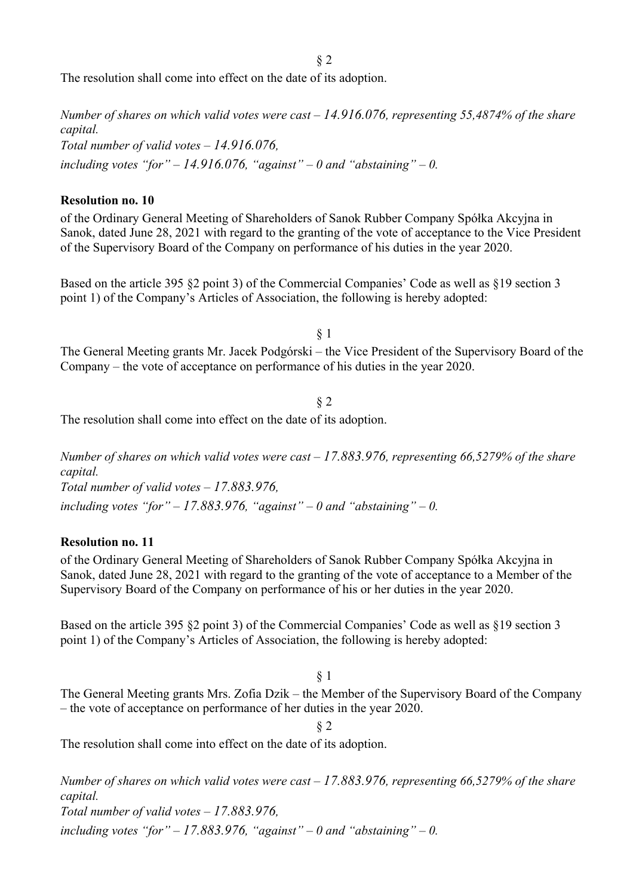§ 2

The resolution shall come into effect on the date of its adoption.

*Number of shares on which valid votes were cast – 14.916.076, representing 55,4874% of the share capital.*
*Total number of valid votes – 14.916.076,*
*including votes "for" – 14.916.076, "against" – 0 and "abstaining" – 0.*

**Resolution no. 10**

of the Ordinary General Meeting of Shareholders of Sanok Rubber Company Spółka Akcyjna in Sanok, dated June 28, 2021 with regard to the granting of the vote of acceptance to the Vice President of the Supervisory Board of the Company on performance of his duties in the year 2020.

Based on the article 395 §2 point 3) of the Commercial Companies' Code as well as §19 section 3 point 1) of the Company's Articles of Association, the following is hereby adopted:

§ 1

The General Meeting grants Mr. Jacek Podgórski – the Vice President of the Supervisory Board of the Company – the vote of acceptance on performance of his duties in the year 2020.

§ 2

The resolution shall come into effect on the date of its adoption.

*Number of shares on which valid votes were cast – 17.883.976, representing 66,5279% of the share capital.*
*Total number of valid votes – 17.883.976,*
*including votes "for" – 17.883.976, "against" – 0 and "abstaining" – 0.*

**Resolution no. 11**

of the Ordinary General Meeting of Shareholders of Sanok Rubber Company Spółka Akcyjna in Sanok, dated June 28, 2021 with regard to the granting of the vote of acceptance to a Member of the Supervisory Board of the Company on performance of his or her duties in the year 2020.

Based on the article 395 §2 point 3) of the Commercial Companies' Code as well as §19 section 3 point 1) of the Company's Articles of Association, the following is hereby adopted:

§ 1

The General Meeting grants Mrs. Zofia Dzik – the Member of the Supervisory Board of the Company – the vote of acceptance on performance of her duties in the year 2020.

§ 2

The resolution shall come into effect on the date of its adoption.

*Number of shares on which valid votes were cast – 17.883.976, representing 66,5279% of the share capital.*
*Total number of valid votes – 17.883.976,*
*including votes "for" – 17.883.976, "against" – 0 and "abstaining" – 0.*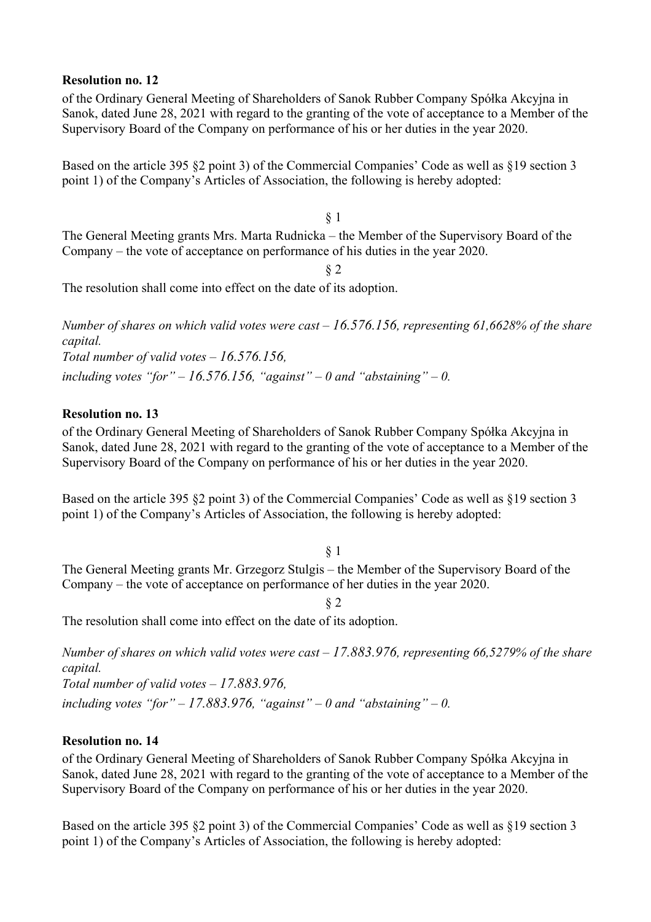**Resolution no. 12**

of the Ordinary General Meeting of Shareholders of Sanok Rubber Company Spółka Akcyjna in Sanok, dated June 28, 2021 with regard to the granting of the vote of acceptance to a Member of the Supervisory Board of the Company on performance of his or her duties in the year 2020.

Based on the article 395 §2 point 3) of the Commercial Companies' Code as well as §19 section 3 point 1) of the Company's Articles of Association, the following is hereby adopted:

§ 1

The General Meeting grants Mrs. Marta Rudnicka – the Member of the Supervisory Board of the Company – the vote of acceptance on performance of his duties in the year 2020.

§ 2

The resolution shall come into effect on the date of its adoption.

*Number of shares on which valid votes were cast – 16.576.156, representing 61,6628% of the share capital.*
*Total number of valid votes – 16.576.156,*
*including votes "for" – 16.576.156, "against" – 0 and "abstaining" – 0.*

**Resolution no. 13**

of the Ordinary General Meeting of Shareholders of Sanok Rubber Company Spółka Akcyjna in Sanok, dated June 28, 2021 with regard to the granting of the vote of acceptance to a Member of the Supervisory Board of the Company on performance of his or her duties in the year 2020.

Based on the article 395 §2 point 3) of the Commercial Companies' Code as well as §19 section 3 point 1) of the Company's Articles of Association, the following is hereby adopted:

§ 1

The General Meeting grants Mr. Grzegorz Stulgis – the Member of the Supervisory Board of the Company – the vote of acceptance on performance of her duties in the year 2020.

§ 2

The resolution shall come into effect on the date of its adoption.

*Number of shares on which valid votes were cast – 17.883.976, representing 66,5279% of the share capital.*
*Total number of valid votes – 17.883.976,*
*including votes "for" – 17.883.976, "against" – 0 and "abstaining" – 0.*

**Resolution no. 14**

of the Ordinary General Meeting of Shareholders of Sanok Rubber Company Spółka Akcyjna in Sanok, dated June 28, 2021 with regard to the granting of the vote of acceptance to a Member of the Supervisory Board of the Company on performance of his or her duties in the year 2020.

Based on the article 395 §2 point 3) of the Commercial Companies' Code as well as §19 section 3 point 1) of the Company's Articles of Association, the following is hereby adopted: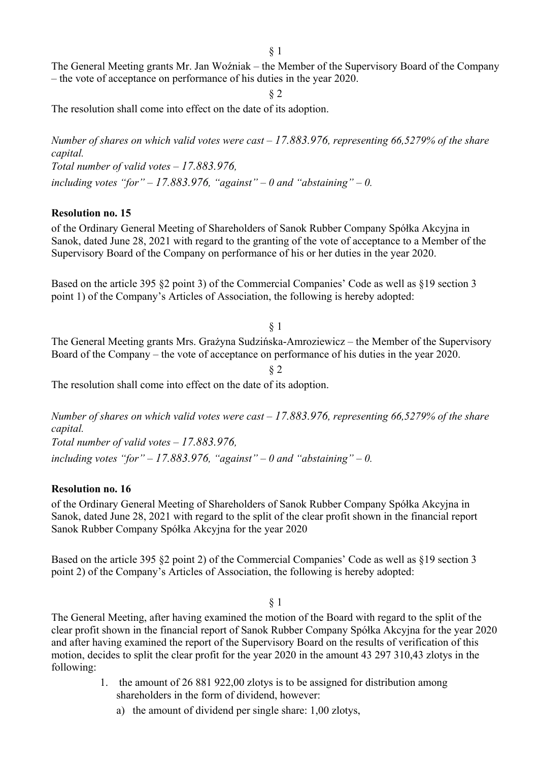§ 1

The General Meeting grants Mr. Jan Woźniak – the Member of the Supervisory Board of the Company – the vote of acceptance on performance of his duties in the year 2020.

§ 2

The resolution shall come into effect on the date of its adoption.

*Number of shares on which valid votes were cast – 17.883.976, representing 66,5279% of the share capital.*
*Total number of valid votes – 17.883.976,*
*including votes "for" – 17.883.976, "against" – 0 and "abstaining" – 0.*

**Resolution no. 15**

of the Ordinary General Meeting of Shareholders of Sanok Rubber Company Spółka Akcyjna in Sanok, dated June 28, 2021 with regard to the granting of the vote of acceptance to a Member of the Supervisory Board of the Company on performance of his or her duties in the year 2020.

Based on the article 395 §2 point 3) of the Commercial Companies' Code as well as §19 section 3 point 1) of the Company's Articles of Association, the following is hereby adopted:

§ 1

The General Meeting grants Mrs. Grażyna Sudzińska-Amroziewicz – the Member of the Supervisory Board of the Company – the vote of acceptance on performance of his duties in the year 2020.

§ 2

The resolution shall come into effect on the date of its adoption.

*Number of shares on which valid votes were cast – 17.883.976, representing 66,5279% of the share capital.*
*Total number of valid votes – 17.883.976,*
*including votes "for" – 17.883.976, "against" – 0 and "abstaining" – 0.*

**Resolution no. 16**

of the Ordinary General Meeting of Shareholders of Sanok Rubber Company Spółka Akcyjna in Sanok, dated June 28, 2021 with regard to the split of the clear profit shown in the financial report Sanok Rubber Company Spółka Akcyjna for the year 2020

Based on the article 395 §2 point 2) of the Commercial Companies' Code as well as §19 section 3 point 2) of the Company's Articles of Association, the following is hereby adopted:

§ 1

The General Meeting, after having examined the motion of the Board with regard to the split of the clear profit shown in the financial report of Sanok Rubber Company Spółka Akcyjna for the year 2020 and after having examined the report of the Supervisory Board on the results of verification of this motion, decides to split the clear profit for the year 2020 in the amount 43 297 310,43 zlotys in the following:

1. the amount of 26 881 922,00 zlotys is to be assigned for distribution among shareholders in the form of dividend, however:
   a) the amount of dividend per single share: 1,00 zlotys,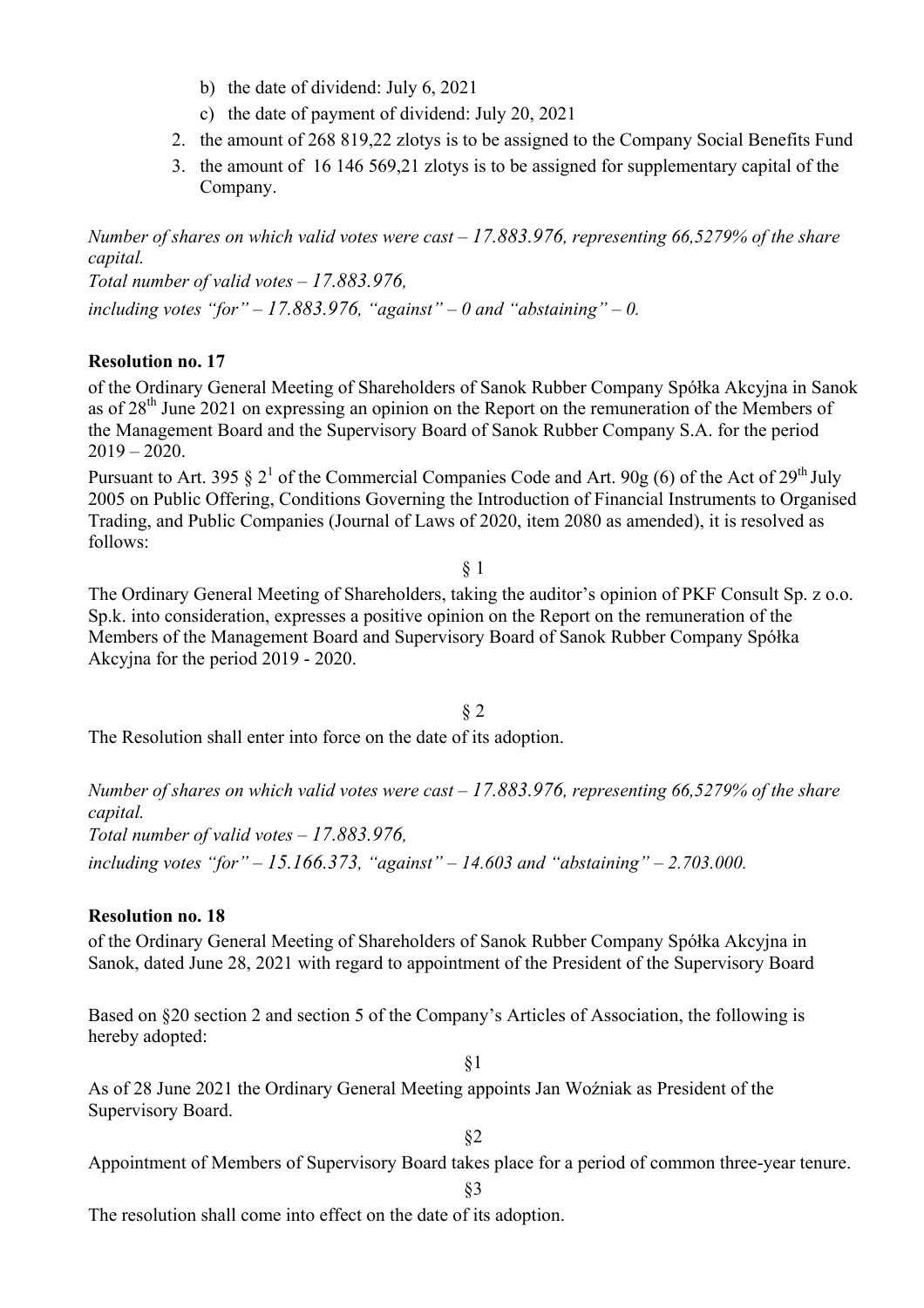b) the date of dividend: July 6, 2021
   c) the date of payment of dividend: July 20, 2021
2. the amount of 268 819,22 zlotys is to be assigned to the Company Social Benefits Fund
3. the amount of 16 146 569,21 zlotys is to be assigned for supplementary capital of the Company.

*Number of shares on which valid votes were cast – 17.883.976, representing 66,5279% of the share capital.*
*Total number of valid votes – 17.883.976,*
*including votes "for" – 17.883.976, "against" – 0 and "abstaining" – 0.*

**Resolution no. 17**

of the Ordinary General Meeting of Shareholders of Sanok Rubber Company Spółka Akcyjna in Sanok as of 28th June 2021 on expressing an opinion on the Report on the remuneration of the Members of the Management Board and the Supervisory Board of Sanok Rubber Company S.A. for the period 2019 – 2020.

Pursuant to Art. 395 § 2[1] of the Commercial Companies Code and Art. 90g (6) of the Act of 29th July 2005 on Public Offering, Conditions Governing the Introduction of Financial Instruments to Organised Trading, and Public Companies (Journal of Laws of 2020, item 2080 as amended), it is resolved as follows:

§ 1

The Ordinary General Meeting of Shareholders, taking the auditor's opinion of PKF Consult Sp. z o.o. Sp.k. into consideration, expresses a positive opinion on the Report on the remuneration of the Members of the Management Board and Supervisory Board of Sanok Rubber Company Spółka Akcyjna for the period 2019 - 2020.

§ 2

The Resolution shall enter into force on the date of its adoption.

*Number of shares on which valid votes were cast – 17.883.976, representing 66,5279% of the share capital.*
*Total number of valid votes – 17.883.976,*
*including votes "for" – 15.166.373, "against" – 14.603 and "abstaining" – 2.703.000.*

**Resolution no. 18**

of the Ordinary General Meeting of Shareholders of Sanok Rubber Company Spółka Akcyjna in Sanok, dated June 28, 2021 with regard to appointment of the President of the Supervisory Board

Based on §20 section 2 and section 5 of the Company's Articles of Association, the following is hereby adopted:

§1

As of 28 June 2021 the Ordinary General Meeting appoints Jan Woźniak as President of the Supervisory Board.

§2

Appointment of Members of Supervisory Board takes place for a period of common three-year tenure.

§3

The resolution shall come into effect on the date of its adoption.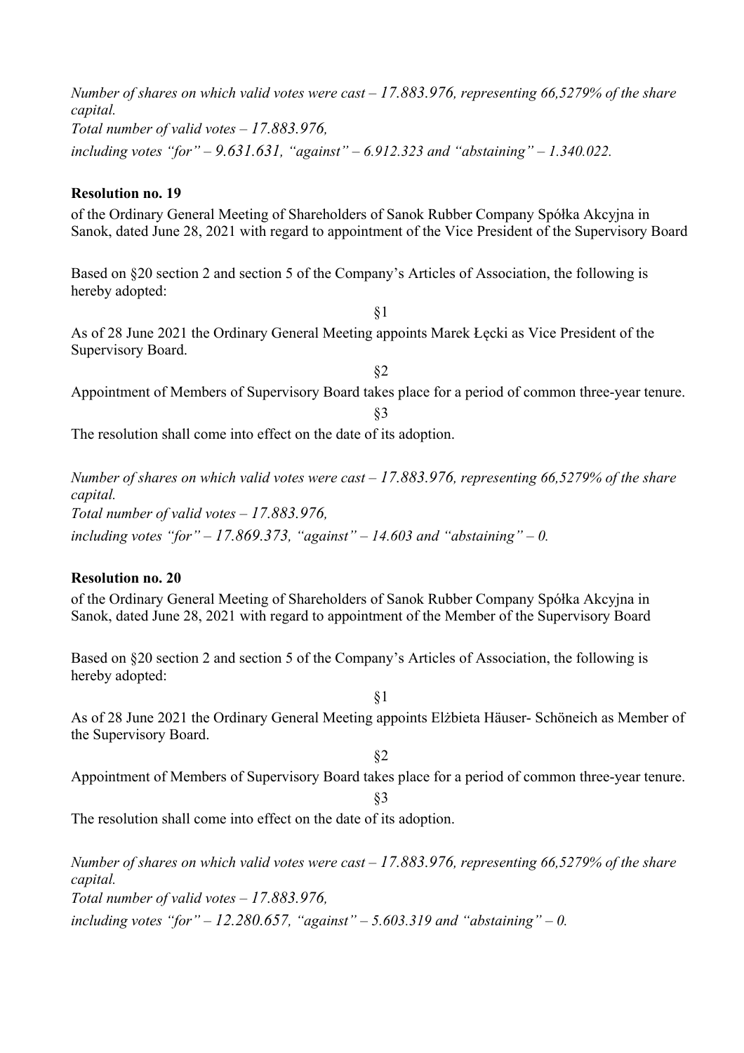*Number of shares on which valid votes were cast – 17.883.976, representing 66,5279% of the share capital.*

*Total number of valid votes – 17.883.976,*

*including votes "for" – 9.631.631, "against" – 6.912.323 and "abstaining" – 1.340.022.*

**Resolution no. 19**

of the Ordinary General Meeting of Shareholders of Sanok Rubber Company Spółka Akcyjna in Sanok, dated June 28, 2021 with regard to appointment of the Vice President of the Supervisory Board

Based on §20 section 2 and section 5 of the Company's Articles of Association, the following is hereby adopted:

§1

As of 28 June 2021 the Ordinary General Meeting appoints Marek Łęcki as Vice President of the Supervisory Board.

§2

Appointment of Members of Supervisory Board takes place for a period of common three-year tenure.

§3

The resolution shall come into effect on the date of its adoption.

*Number of shares on which valid votes were cast – 17.883.976, representing 66,5279% of the share capital.*

*Total number of valid votes – 17.883.976,*

*including votes "for" – 17.869.373, "against" – 14.603 and "abstaining" – 0.*

**Resolution no. 20**

of the Ordinary General Meeting of Shareholders of Sanok Rubber Company Spółka Akcyjna in Sanok, dated June 28, 2021 with regard to appointment of the Member of the Supervisory Board

Based on §20 section 2 and section 5 of the Company's Articles of Association, the following is hereby adopted:

§1

As of 28 June 2021 the Ordinary General Meeting appoints Elżbieta Häuser- Schöneich as Member of the Supervisory Board.

§2

Appointment of Members of Supervisory Board takes place for a period of common three-year tenure.

§3

The resolution shall come into effect on the date of its adoption.

*Number of shares on which valid votes were cast – 17.883.976, representing 66,5279% of the share capital.*

*Total number of valid votes – 17.883.976,*

*including votes "for" – 12.280.657, "against" – 5.603.319 and "abstaining" – 0.*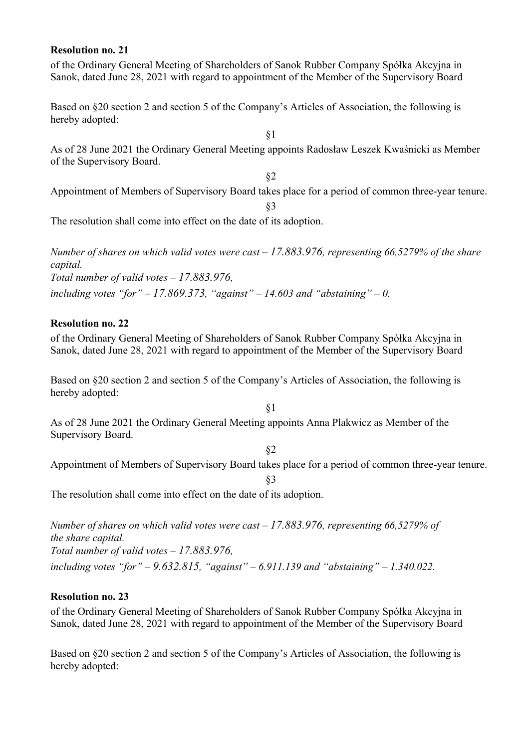**Resolution no. 21**

of the Ordinary General Meeting of Shareholders of Sanok Rubber Company Spółka Akcyjna in Sanok, dated June 28, 2021 with regard to appointment of the Member of the Supervisory Board

Based on §20 section 2 and section 5 of the Company's Articles of Association, the following is hereby adopted:

§1

As of 28 June 2021 the Ordinary General Meeting appoints Radosław Leszek Kwaśnicki as Member of the Supervisory Board.

§2

Appointment of Members of Supervisory Board takes place for a period of common three-year tenure.

§3

The resolution shall come into effect on the date of its adoption.

*Number of shares on which valid votes were cast – 17.883.976, representing 66,5279% of the share capital.*
*Total number of valid votes – 17.883.976,*
*including votes "for" – 17.869.373, "against" – 14.603 and "abstaining" – 0.*

**Resolution no. 22**

of the Ordinary General Meeting of Shareholders of Sanok Rubber Company Spółka Akcyjna in Sanok, dated June 28, 2021 with regard to appointment of the Member of the Supervisory Board

Based on §20 section 2 and section 5 of the Company's Articles of Association, the following is hereby adopted:

§1

As of 28 June 2021 the Ordinary General Meeting appoints Anna Plakwicz as Member of the Supervisory Board.

§2

Appointment of Members of Supervisory Board takes place for a period of common three-year tenure.

§3

The resolution shall come into effect on the date of its adoption.

*Number of shares on which valid votes were cast – 17.883.976, representing 66,5279% of the share capital.*
*Total number of valid votes – 17.883.976,*
*including votes "for" – 9.632.815, "against" – 6.911.139 and "abstaining" – 1.340.022.*

**Resolution no. 23**

of the Ordinary General Meeting of Shareholders of Sanok Rubber Company Spółka Akcyjna in Sanok, dated June 28, 2021 with regard to appointment of the Member of the Supervisory Board

Based on §20 section 2 and section 5 of the Company's Articles of Association, the following is hereby adopted: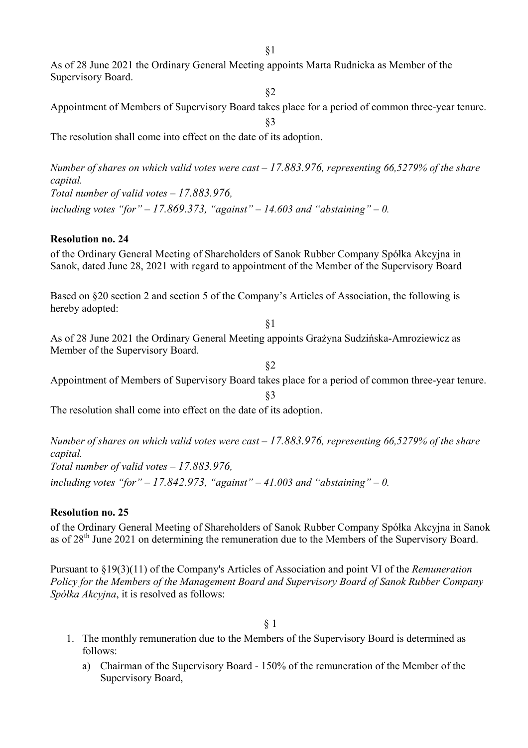§1

As of 28 June 2021 the Ordinary General Meeting appoints Marta Rudnicka as Member of the Supervisory Board.

§2

Appointment of Members of Supervisory Board takes place for a period of common three-year tenure.

§3

The resolution shall come into effect on the date of its adoption.

*Number of shares on which valid votes were cast – 17.883.976, representing 66,5279% of the share capital.*
*Total number of valid votes – 17.883.976,*
*including votes "for" – 17.869.373, "against" – 14.603 and "abstaining" – 0.*

**Resolution no. 24**

of the Ordinary General Meeting of Shareholders of Sanok Rubber Company Spółka Akcyjna in Sanok, dated June 28, 2021 with regard to appointment of the Member of the Supervisory Board

Based on §20 section 2 and section 5 of the Company's Articles of Association, the following is hereby adopted:

§1

As of 28 June 2021 the Ordinary General Meeting appoints Grażyna Sudzińska-Amroziewicz as Member of the Supervisory Board.

§2

Appointment of Members of Supervisory Board takes place for a period of common three-year tenure.

§3

The resolution shall come into effect on the date of its adoption.

*Number of shares on which valid votes were cast – 17.883.976, representing 66,5279% of the share capital.*
*Total number of valid votes – 17.883.976,*
*including votes "for" – 17.842.973, "against" – 41.003 and "abstaining" – 0.*

**Resolution no. 25**

of the Ordinary General Meeting of Shareholders of Sanok Rubber Company Spółka Akcyjna in Sanok as of 28th June 2021 on determining the remuneration due to the Members of the Supervisory Board.

Pursuant to §19(3)(11) of the Company's Articles of Association and point VI of the *Remuneration Policy for the Members of the Management Board and Supervisory Board of Sanok Rubber Company Spółka Akcyjna*, it is resolved as follows:

§ 1

1. The monthly remuneration due to the Members of the Supervisory Board is determined as follows:
   a) Chairman of the Supervisory Board - 150% of the remuneration of the Member of the Supervisory Board,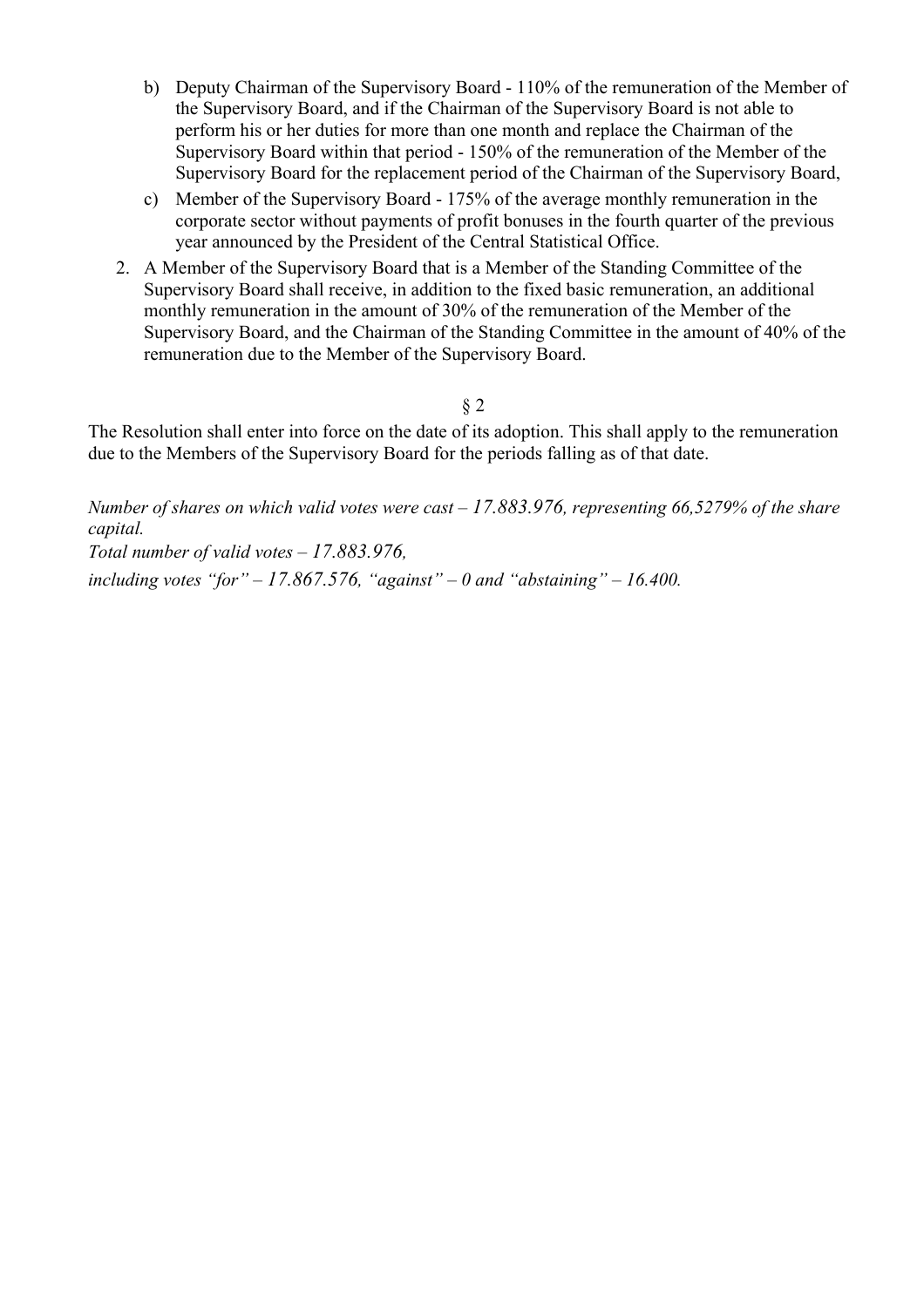b) Deputy Chairman of the Supervisory Board - 110% of the remuneration of the Member of the Supervisory Board, and if the Chairman of the Supervisory Board is not able to perform his or her duties for more than one month and replace the Chairman of the Supervisory Board within that period - 150% of the remuneration of the Member of the Supervisory Board for the replacement period of the Chairman of the Supervisory Board,

c) Member of the Supervisory Board - 175% of the average monthly remuneration in the corporate sector without payments of profit bonuses in the fourth quarter of the previous year announced by the President of the Central Statistical Office.

2. A Member of the Supervisory Board that is a Member of the Standing Committee of the Supervisory Board shall receive, in addition to the fixed basic remuneration, an additional monthly remuneration in the amount of 30% of the remuneration of the Member of the Supervisory Board, and the Chairman of the Standing Committee in the amount of 40% of the remuneration due to the Member of the Supervisory Board.

§ 2

The Resolution shall enter into force on the date of its adoption. This shall apply to the remuneration due to the Members of the Supervisory Board for the periods falling as of that date.

*Number of shares on which valid votes were cast – 17.883.976, representing 66,5279% of the share capital.*

*Total number of valid votes – 17.883.976,*

*including votes "for" – 17.867.576, "against" – 0 and "abstaining" – 16.400.*